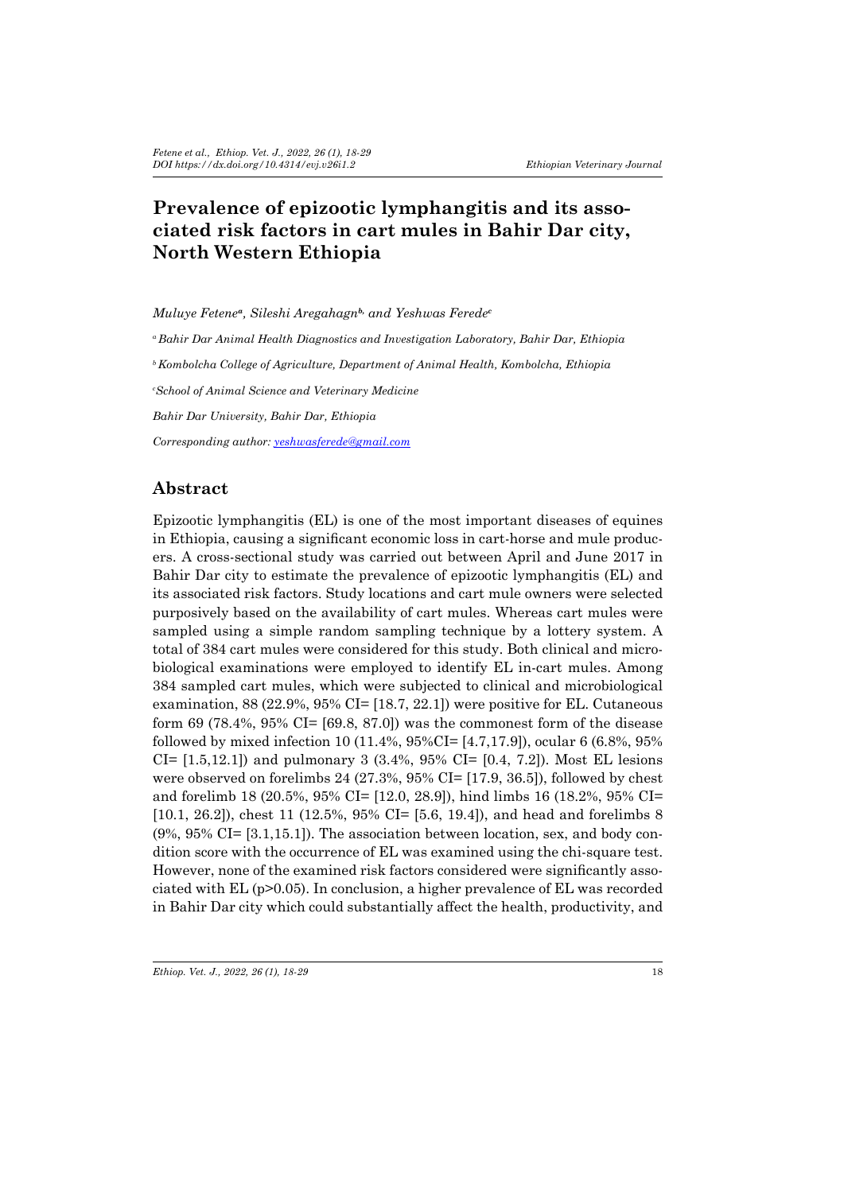# Prevalence of epizootic lymphangitis and its associated risk factors in cart mules in Bahir Dar city, North Western Ethiopia

*Muluye Fetene[a], Sileshi Aregahagn[b], and Yeshwas Ferede[c]*

[a] *Bahir Dar Animal Health Diagnostics and Investigation Laboratory, Bahir Dar, Ethiopia*

[b] *Kombolcha College of Agriculture, Department of Animal Health, Kombolcha, Ethiopia*

[c] *School of Animal Science and Veterinary Medicine*

*Bahir Dar University, Bahir Dar, Ethiopia*

*Corresponding author: yeshwasferede@gmail.com*

## Abstract

Epizootic lymphangitis (EL) is one of the most important diseases of equines in Ethiopia, causing a significant economic loss in cart-horse and mule producers. A cross-sectional study was carried out between April and June 2017 in Bahir Dar city to estimate the prevalence of epizootic lymphangitis (EL) and its associated risk factors. Study locations and cart mule owners were selected purposively based on the availability of cart mules. Whereas cart mules were sampled using a simple random sampling technique by a lottery system. A total of 384 cart mules were considered for this study. Both clinical and microbiological examinations were employed to identify EL in-cart mules. Among 384 sampled cart mules, which were subjected to clinical and microbiological examination, 88 (22.9%, 95% CI= [18.7, 22.1]) were positive for EL. Cutaneous form 69 (78.4%, 95% CI= [69.8, 87.0]) was the commonest form of the disease followed by mixed infection 10 (11.4%, 95%CI= [4.7,17.9]), ocular 6 (6.8%, 95% CI= [1.5,12.1]) and pulmonary 3 (3.4%, 95% CI= [0.4, 7.2]). Most EL lesions were observed on forelimbs 24 (27.3%, 95% CI= [17.9, 36.5]), followed by chest and forelimb 18 (20.5%, 95% CI= [12.0, 28.9]), hind limbs 16 (18.2%, 95% CI= [10.1, 26.2]), chest 11 (12.5%, 95% CI= [5.6, 19.4]), and head and forelimbs 8 (9%, 95% CI= [3.1,15.1]). The association between location, sex, and body condition score with the occurrence of EL was examined using the chi-square test. However, none of the examined risk factors considered were significantly associated with EL ($p>0.05$). In conclusion, a higher prevalence of EL was recorded in Bahir Dar city which could substantially affect the health, productivity, and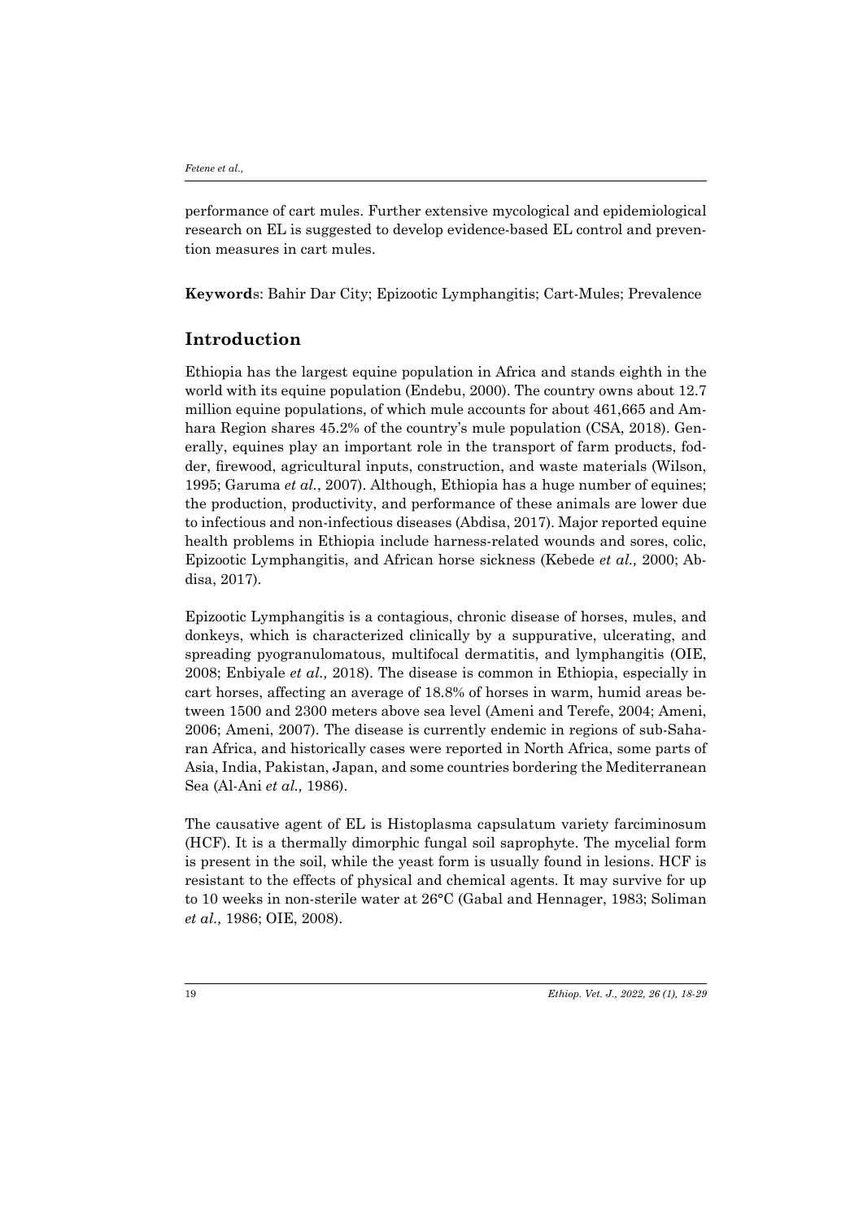performance of cart mules. Further extensive mycological and epidemiological research on EL is suggested to develop evidence-based EL control and prevention measures in cart mules.

**Keywords**: Bahir Dar City; Epizootic Lymphangitis; Cart-Mules; Prevalence

## Introduction

Ethiopia has the largest equine population in Africa and stands eighth in the world with its equine population (Endebu, 2000). The country owns about 12.7 million equine populations, of which mule accounts for about 461,665 and Amhara Region shares 45.2% of the country's mule population (CSA, 2018). Generally, equines play an important role in the transport of farm products, fodder, firewood, agricultural inputs, construction, and waste materials (Wilson, 1995; Garuma *et al.*, 2007). Although, Ethiopia has a huge number of equines; the production, productivity, and performance of these animals are lower due to infectious and non-infectious diseases (Abdisa, 2017). Major reported equine health problems in Ethiopia include harness-related wounds and sores, colic, Epizootic Lymphangitis, and African horse sickness (Kebede *et al.,* 2000; Abdisa, 2017).

Epizootic Lymphangitis is a contagious, chronic disease of horses, mules, and donkeys, which is characterized clinically by a suppurative, ulcerating, and spreading pyogranulomatous, multifocal dermatitis, and lymphangitis (OIE, 2008; Enbiyale *et al.,* 2018). The disease is common in Ethiopia, especially in cart horses, affecting an average of 18.8% of horses in warm, humid areas between 1500 and 2300 meters above sea level (Ameni and Terefe, 2004; Ameni, 2006; Ameni, 2007). The disease is currently endemic in regions of sub-Saharan Africa, and historically cases were reported in North Africa, some parts of Asia, India, Pakistan, Japan, and some countries bordering the Mediterranean Sea (Al-Ani *et al.,* 1986).

The causative agent of EL is Histoplasma capsulatum variety farciminosum (HCF). It is a thermally dimorphic fungal soil saprophyte. The mycelial form is present in the soil, while the yeast form is usually found in lesions. HCF is resistant to the effects of physical and chemical agents. It may survive for up to 10 weeks in non-sterile water at 26°C (Gabal and Hennager, 1983; Soliman *et al.,* 1986; OIE, 2008).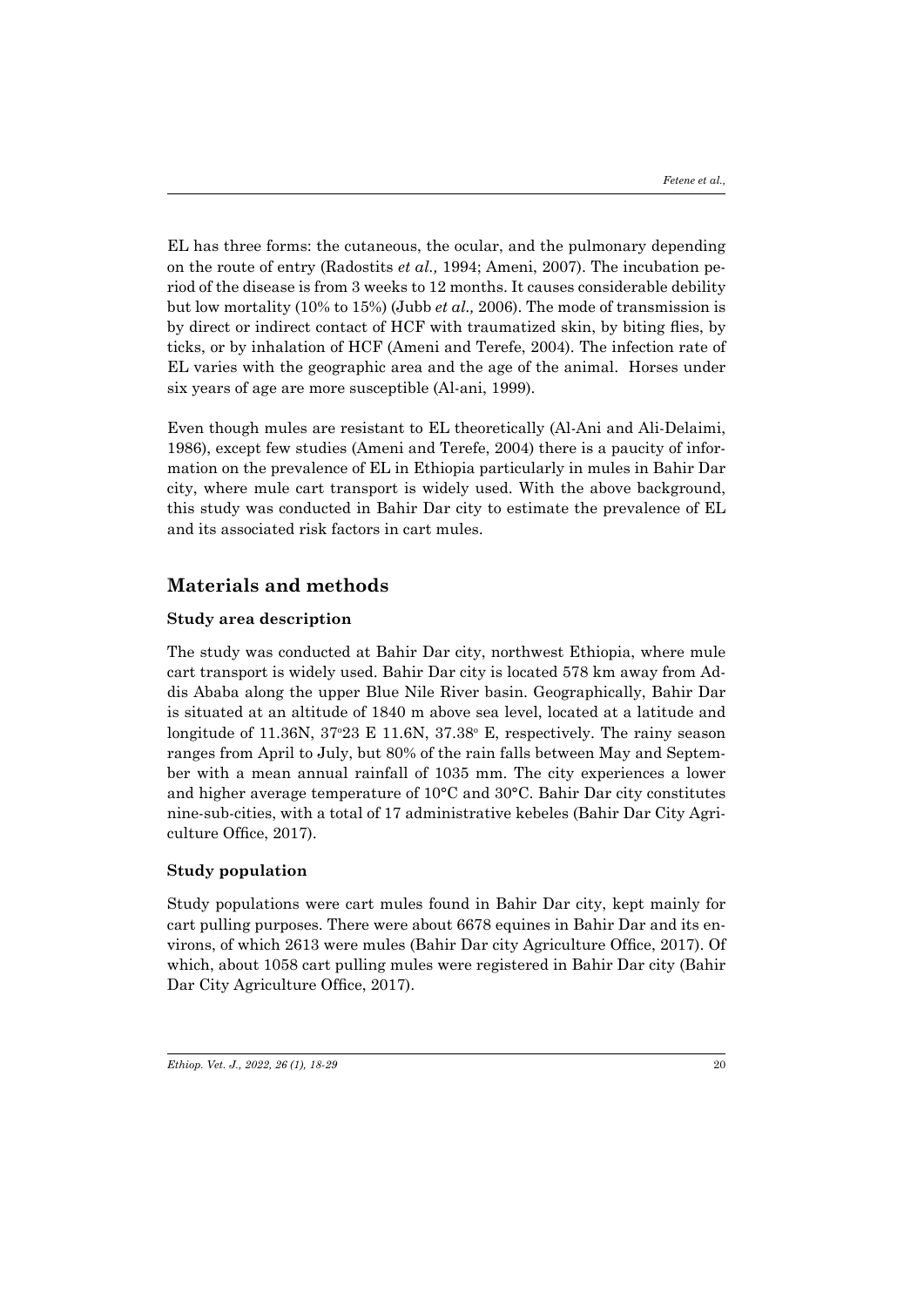EL has three forms: the cutaneous, the ocular, and the pulmonary depending on the route of entry (Radostits *et al.,* 1994; Ameni, 2007). The incubation period of the disease is from 3 weeks to 12 months. It causes considerable debility but low mortality (10% to 15%) (Jubb *et al.,* 2006). The mode of transmission is by direct or indirect contact of HCF with traumatized skin, by biting flies, by ticks, or by inhalation of HCF (Ameni and Terefe, 2004). The infection rate of EL varies with the geographic area and the age of the animal. Horses under six years of age are more susceptible (Al-ani, 1999).

Even though mules are resistant to EL theoretically (Al-Ani and Ali-Delaimi, 1986), except few studies (Ameni and Terefe, 2004) there is a paucity of information on the prevalence of EL in Ethiopia particularly in mules in Bahir Dar city, where mule cart transport is widely used. With the above background, this study was conducted in Bahir Dar city to estimate the prevalence of EL and its associated risk factors in cart mules.

## Materials and methods

### Study area description

The study was conducted at Bahir Dar city, northwest Ethiopia, where mule cart transport is widely used. Bahir Dar city is located 578 km away from Addis Ababa along the upper Blue Nile River basin. Geographically, Bahir Dar is situated at an altitude of 1840 m above sea level, located at a latitude and longitude of 11.36N, 37°23 E 11.6N, 37.38° E, respectively. The rainy season ranges from April to July, but 80% of the rain falls between May and September with a mean annual rainfall of 1035 mm. The city experiences a lower and higher average temperature of 10°C and 30°C. Bahir Dar city constitutes nine-sub-cities, with a total of 17 administrative kebeles (Bahir Dar City Agriculture Office, 2017).

### Study population

Study populations were cart mules found in Bahir Dar city, kept mainly for cart pulling purposes. There were about 6678 equines in Bahir Dar and its environs, of which 2613 were mules (Bahir Dar city Agriculture Office, 2017). Of which, about 1058 cart pulling mules were registered in Bahir Dar city (Bahir Dar City Agriculture Office, 2017).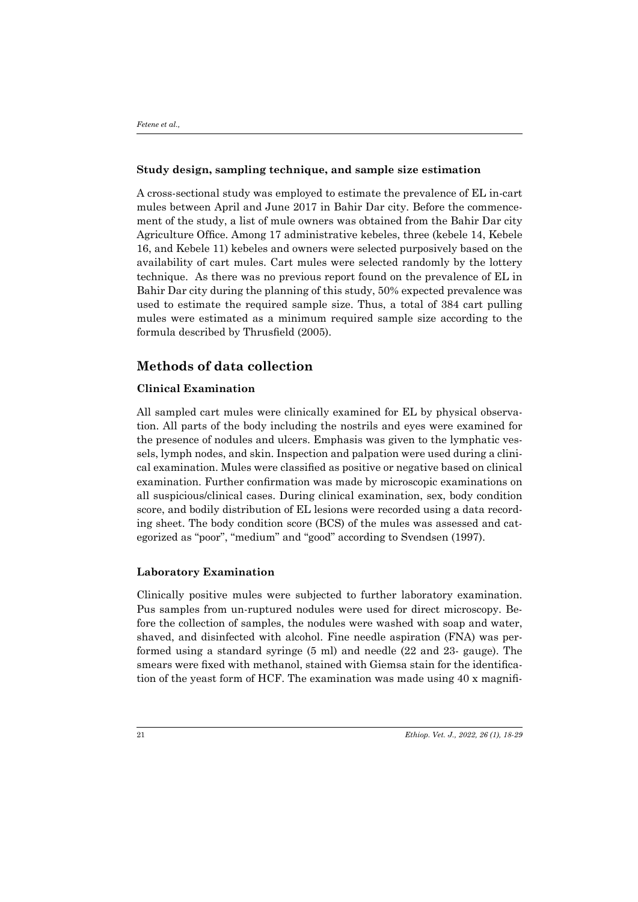### Study design, sampling technique, and sample size estimation

A cross-sectional study was employed to estimate the prevalence of EL in-cart mules between April and June 2017 in Bahir Dar city. Before the commencement of the study, a list of mule owners was obtained from the Bahir Dar city Agriculture Office. Among 17 administrative kebeles, three (kebele 14, Kebele 16, and Kebele 11) kebeles and owners were selected purposively based on the availability of cart mules. Cart mules were selected randomly by the lottery technique. As there was no previous report found on the prevalence of EL in Bahir Dar city during the planning of this study, 50% expected prevalence was used to estimate the required sample size. Thus, a total of 384 cart pulling mules were estimated as a minimum required sample size according to the formula described by Thrusfield (2005).

## Methods of data collection

### Clinical Examination

All sampled cart mules were clinically examined for EL by physical observation. All parts of the body including the nostrils and eyes were examined for the presence of nodules and ulcers. Emphasis was given to the lymphatic vessels, lymph nodes, and skin. Inspection and palpation were used during a clinical examination. Mules were classified as positive or negative based on clinical examination. Further confirmation was made by microscopic examinations on all suspicious/clinical cases. During clinical examination, sex, body condition score, and bodily distribution of EL lesions were recorded using a data recording sheet. The body condition score (BCS) of the mules was assessed and categorized as "poor", "medium" and "good" according to Svendsen (1997).

### Laboratory Examination

Clinically positive mules were subjected to further laboratory examination. Pus samples from un-ruptured nodules were used for direct microscopy. Before the collection of samples, the nodules were washed with soap and water, shaved, and disinfected with alcohol. Fine needle aspiration (FNA) was performed using a standard syringe (5 ml) and needle (22 and 23- gauge). The smears were fixed with methanol, stained with Giemsa stain for the identification of the yeast form of HCF. The examination was made using 40 x magnifi-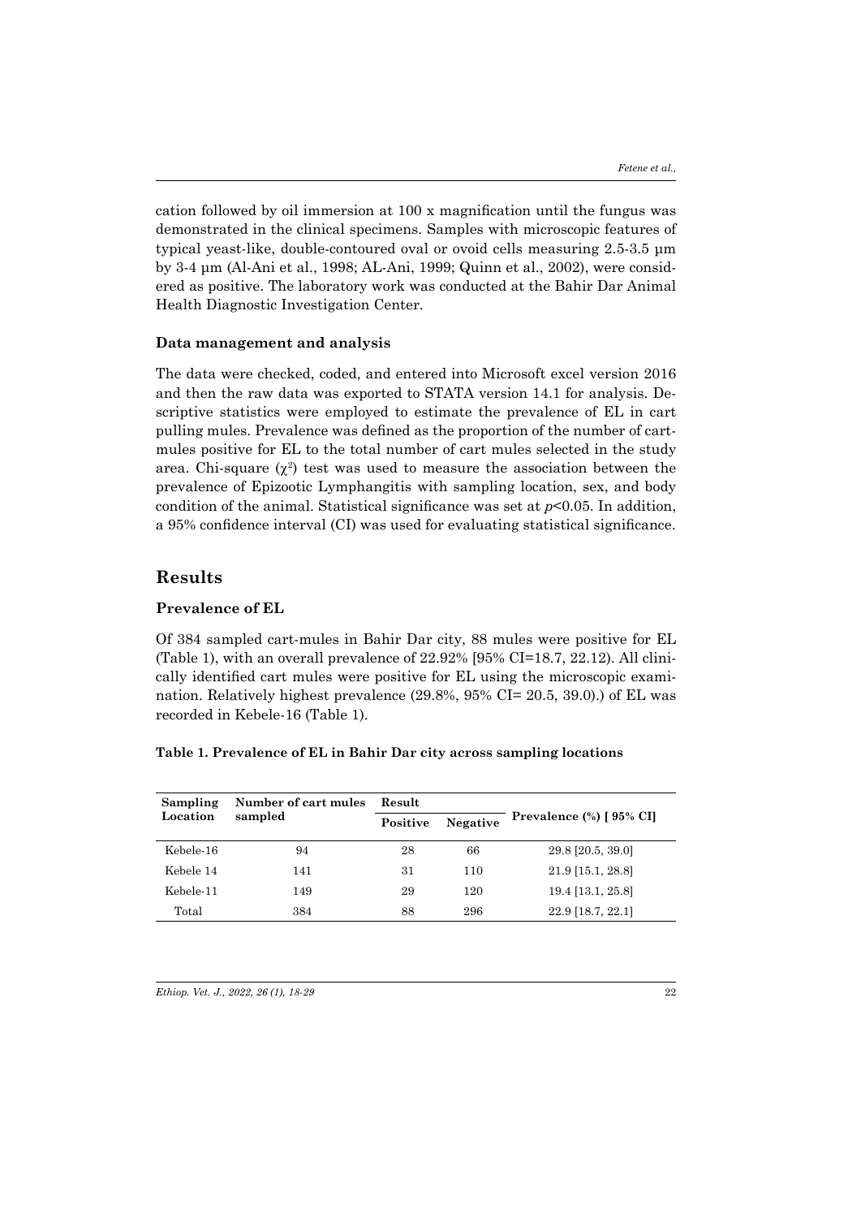cation followed by oil immersion at 100 x magnification until the fungus was demonstrated in the clinical specimens. Samples with microscopic features of typical yeast-like, double-contoured oval or ovoid cells measuring 2.5-3.5 µm by 3-4 µm (Al-Ani et al., 1998; AL-Ani, 1999; Quinn et al., 2002), were considered as positive. The laboratory work was conducted at the Bahir Dar Animal Health Diagnostic Investigation Center.

### Data management and analysis

The data were checked, coded, and entered into Microsoft excel version 2016 and then the raw data was exported to STATA version 14.1 for analysis. Descriptive statistics were employed to estimate the prevalence of EL in cart pulling mules. Prevalence was defined as the proportion of the number of cart-mules positive for EL to the total number of cart mules selected in the study area. Chi-square ($\chi^2$) test was used to measure the association between the prevalence of Epizootic Lymphangitis with sampling location, sex, and body condition of the animal. Statistical significance was set at $p<0.05$. In addition, a 95% confidence interval (CI) was used for evaluating statistical significance.

## Results

### Prevalence of EL

Of 384 sampled cart-mules in Bahir Dar city, 88 mules were positive for EL (Table 1), with an overall prevalence of 22.92% [95% CI=18.7, 22.12). All clinically identified cart mules were positive for EL using the microscopic examination. Relatively highest prevalence (29.8%, 95% CI= 20.5, 39.0).) of EL was recorded in Kebele-16 (Table 1).

**Table 1. Prevalence of EL in Bahir Dar city across sampling locations**

| Sampling Location | Number of cart mules sampled | Result | | Prevalence (%) [ 95% CI] |
|---|---|---|---|---|
| | | Positive | Negative | |
| Kebele-16 | 94 | 28 | 66 | 29.8 [20.5, 39.0] |
| Kebele 14 | 141 | 31 | 110 | 21.9 [15.1, 28.8] |
| Kebele-11 | 149 | 29 | 120 | 19.4 [13.1, 25.8] |
| Total | 384 | 88 | 296 | 22.9 [18.7, 22.1] |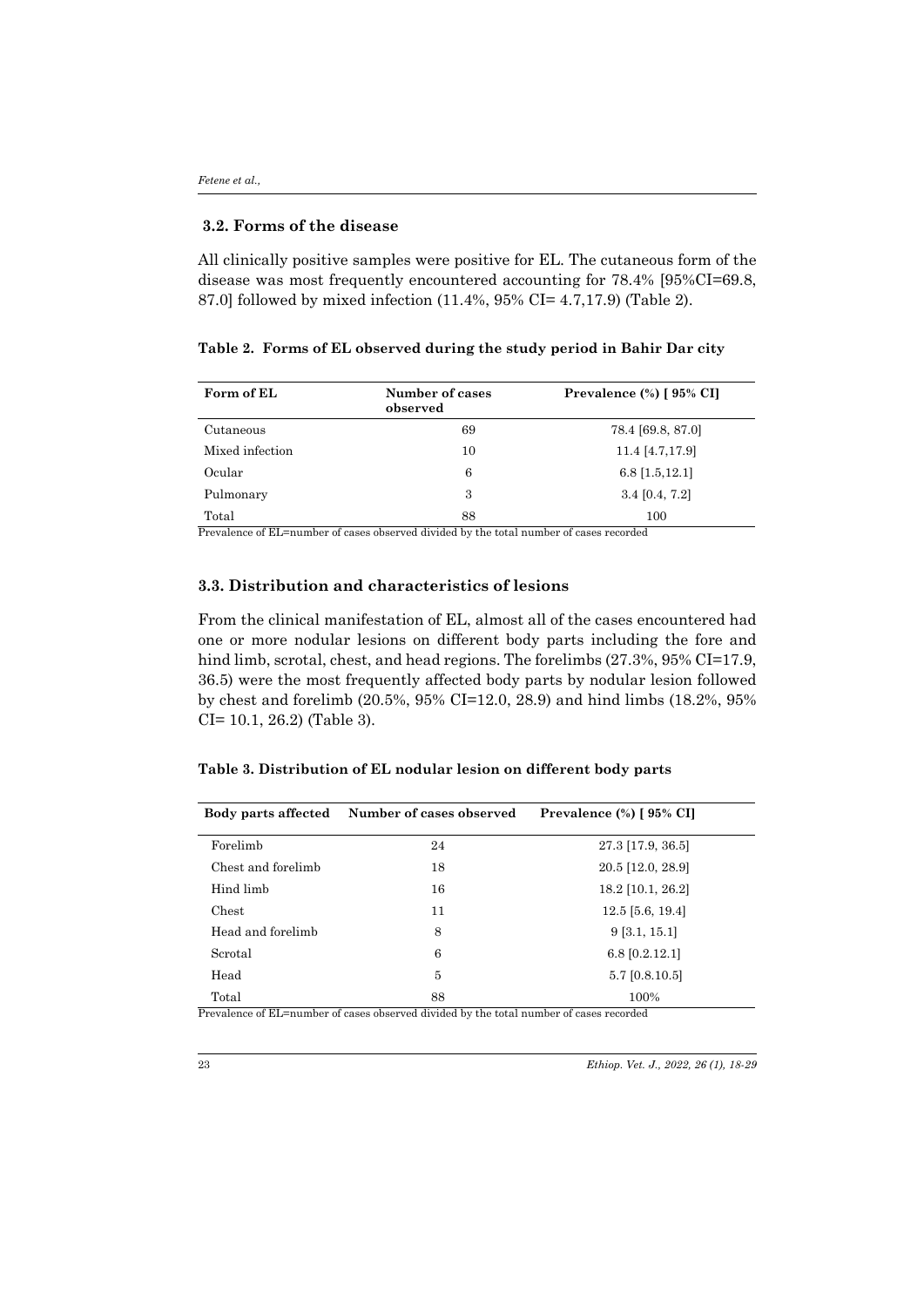### 3.2. Forms of the disease

All clinically positive samples were positive for EL. The cutaneous form of the disease was most frequently encountered accounting for 78.4% [95%CI=69.8, 87.0] followed by mixed infection (11.4%, 95% CI= 4.7,17.9) (Table 2).

**Table 2. Forms of EL observed during the study period in Bahir Dar city**

| Form of EL | Number of cases observed | Prevalence (%) [ 95% CI] |
|---|---|---|
| Cutaneous | 69 | 78.4 [69.8, 87.0] |
| Mixed infection | 10 | 11.4 [4.7,17.9] |
| Ocular | 6 | 6.8 [1.5,12.1] |
| Pulmonary | 3 | 3.4 [0.4, 7.2] |
| Total | 88 | 100 |

Prevalence of EL=number of cases observed divided by the total number of cases recorded

### 3.3. Distribution and characteristics of lesions

From the clinical manifestation of EL, almost all of the cases encountered had one or more nodular lesions on different body parts including the fore and hind limb, scrotal, chest, and head regions. The forelimbs (27.3%, 95% CI=17.9, 36.5) were the most frequently affected body parts by nodular lesion followed by chest and forelimb (20.5%, 95% CI=12.0, 28.9) and hind limbs (18.2%, 95% CI= 10.1, 26.2) (Table 3).

**Table 3. Distribution of EL nodular lesion on different body parts**

| Body parts affected | Number of cases observed | Prevalence (%) [ 95% CI] |
|---|---|---|
| Forelimb | 24 | 27.3 [17.9, 36.5] |
| Chest and forelimb | 18 | 20.5 [12.0, 28.9] |
| Hind limb | 16 | 18.2 [10.1, 26.2] |
| Chest | 11 | 12.5 [5.6, 19.4] |
| Head and forelimb | 8 | 9 [3.1, 15.1] |
| Scrotal | 6 | 6.8 [0.2.12.1] |
| Head | 5 | 5.7 [0.8.10.5] |
| Total | 88 | 100% |

Prevalence of EL=number of cases observed divided by the total number of cases recorded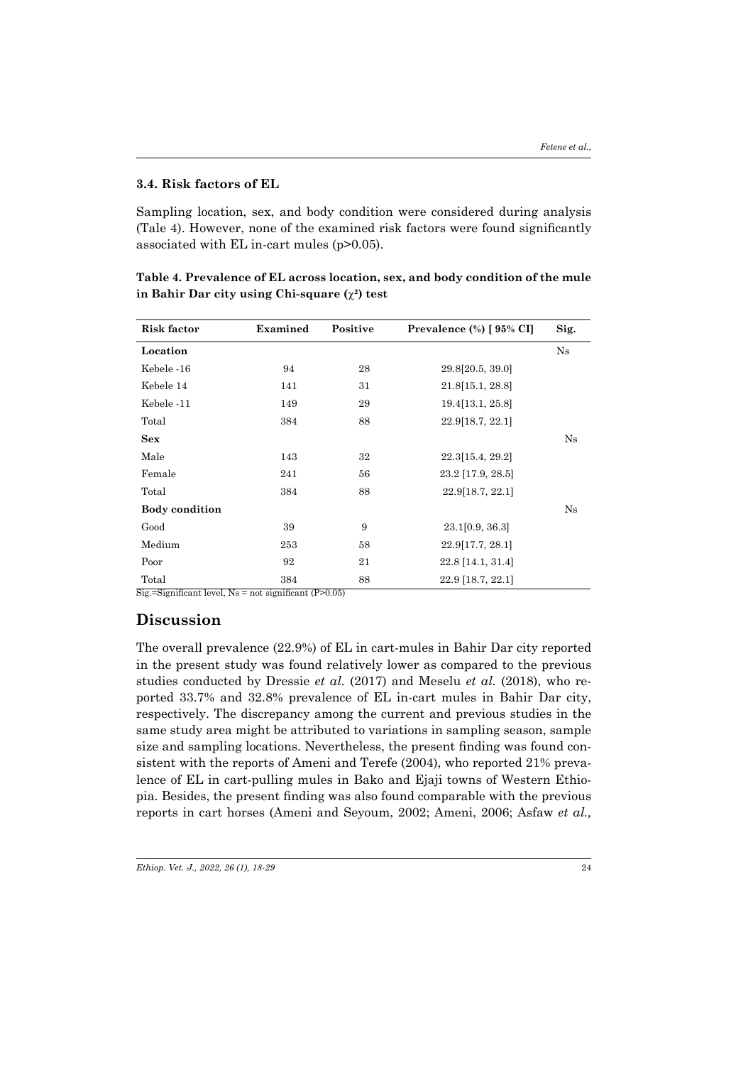### 3.4. Risk factors of EL

Sampling location, sex, and body condition were considered during analysis (Tale 4). However, none of the examined risk factors were found significantly associated with EL in-cart mules (p>0.05).

**Table 4. Prevalence of EL across location, sex, and body condition of the mule in Bahir Dar city using Chi-square ($\chi^2$) test**

| Risk factor | Examined | Positive | Prevalence (%) [ 95% CI] | Sig. |
|---|---|---|---|---|
| **Location** | | | | Ns |
| Kebele -16 | 94 | 28 | 29.8[20.5, 39.0] | |
| Kebele 14 | 141 | 31 | 21.8[15.1, 28.8] | |
| Kebele -11 | 149 | 29 | 19.4[13.1, 25.8] | |
| Total | 384 | 88 | 22.9[18.7, 22.1] | |
| **Sex** | | | | Ns |
| Male | 143 | 32 | 22.3[15.4, 29.2] | |
| Female | 241 | 56 | 23.2 [17.9, 28.5] | |
| Total | 384 | 88 | 22.9[18.7, 22.1] | |
| **Body condition** | | | | Ns |
| Good | 39 | 9 | 23.1[0.9, 36.3] | |
| Medium | 253 | 58 | 22.9[17.7, 28.1] | |
| Poor | 92 | 21 | 22.8 [14.1, 31.4] | |
| Total | 384 | 88 | 22.9 [18.7, 22.1] | |

Sig.=Significant level, Ns = not significant (P>0.05)

## Discussion

The overall prevalence (22.9%) of EL in cart-mules in Bahir Dar city reported in the present study was found relatively lower as compared to the previous studies conducted by Dressie *et al.* (2017) and Meselu *et al.* (2018), who reported 33.7% and 32.8% prevalence of EL in-cart mules in Bahir Dar city, respectively. The discrepancy among the current and previous studies in the same study area might be attributed to variations in sampling season, sample size and sampling locations. Nevertheless, the present finding was found consistent with the reports of Ameni and Terefe (2004), who reported 21% prevalence of EL in cart-pulling mules in Bako and Ejaji towns of Western Ethiopia. Besides, the present finding was also found comparable with the previous reports in cart horses (Ameni and Seyoum, 2002; Ameni, 2006; Asfaw *et al.,*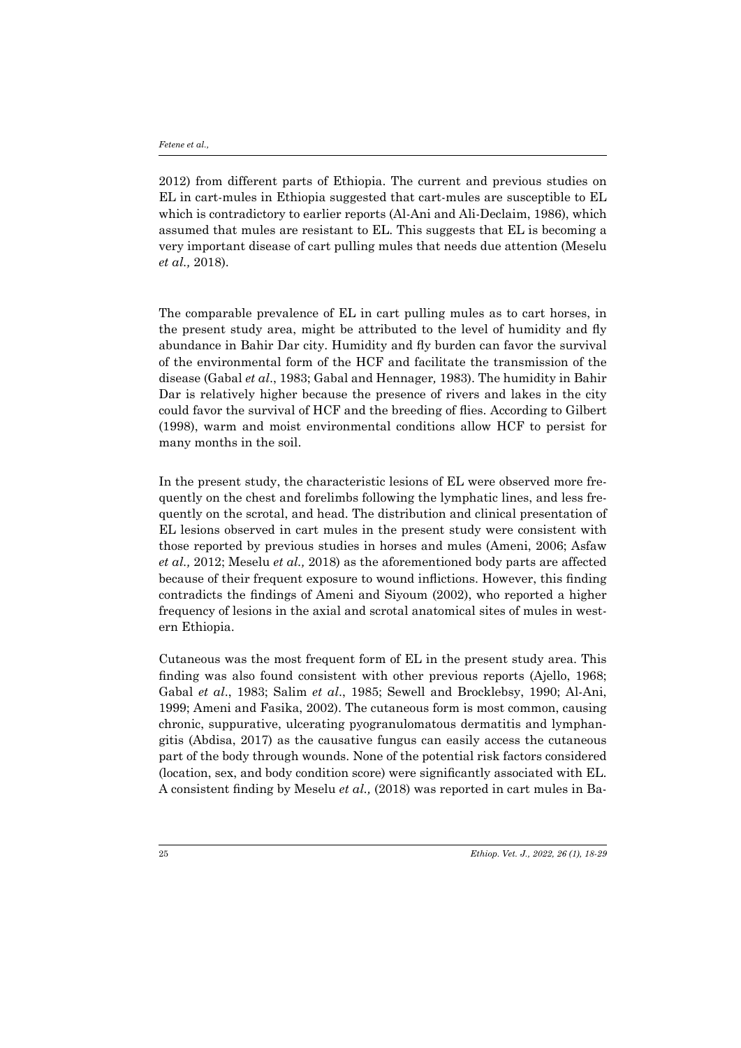2012) from different parts of Ethiopia. The current and previous studies on EL in cart-mules in Ethiopia suggested that cart-mules are susceptible to EL which is contradictory to earlier reports (Al-Ani and Ali-Declaim, 1986), which assumed that mules are resistant to EL. This suggests that EL is becoming a very important disease of cart pulling mules that needs due attention (Meselu *et al.,* 2018).

The comparable prevalence of EL in cart pulling mules as to cart horses, in the present study area, might be attributed to the level of humidity and fly abundance in Bahir Dar city. Humidity and fly burden can favor the survival of the environmental form of the HCF and facilitate the transmission of the disease (Gabal *et al*., 1983; Gabal and Hennager*,* 1983). The humidity in Bahir Dar is relatively higher because the presence of rivers and lakes in the city could favor the survival of HCF and the breeding of flies. According to Gilbert (1998), warm and moist environmental conditions allow HCF to persist for many months in the soil.

In the present study, the characteristic lesions of EL were observed more frequently on the chest and forelimbs following the lymphatic lines, and less frequently on the scrotal, and head. The distribution and clinical presentation of EL lesions observed in cart mules in the present study were consistent with those reported by previous studies in horses and mules (Ameni, 2006; Asfaw *et al.,* 2012; Meselu *et al.,* 2018) as the aforementioned body parts are affected because of their frequent exposure to wound inflictions. However, this finding contradicts the findings of Ameni and Siyoum (2002), who reported a higher frequency of lesions in the axial and scrotal anatomical sites of mules in western Ethiopia.

Cutaneous was the most frequent form of EL in the present study area. This finding was also found consistent with other previous reports (Ajello, 1968; Gabal *et al*., 1983; Salim *et al*., 1985; Sewell and Brocklebsy, 1990; Al-Ani, 1999; Ameni and Fasika, 2002). The cutaneous form is most common, causing chronic, suppurative, ulcerating pyogranulomatous dermatitis and lymphangitis (Abdisa, 2017) as the causative fungus can easily access the cutaneous part of the body through wounds. None of the potential risk factors considered (location, sex, and body condition score) were significantly associated with EL. A consistent finding by Meselu *et al.,* (2018) was reported in cart mules in Ba-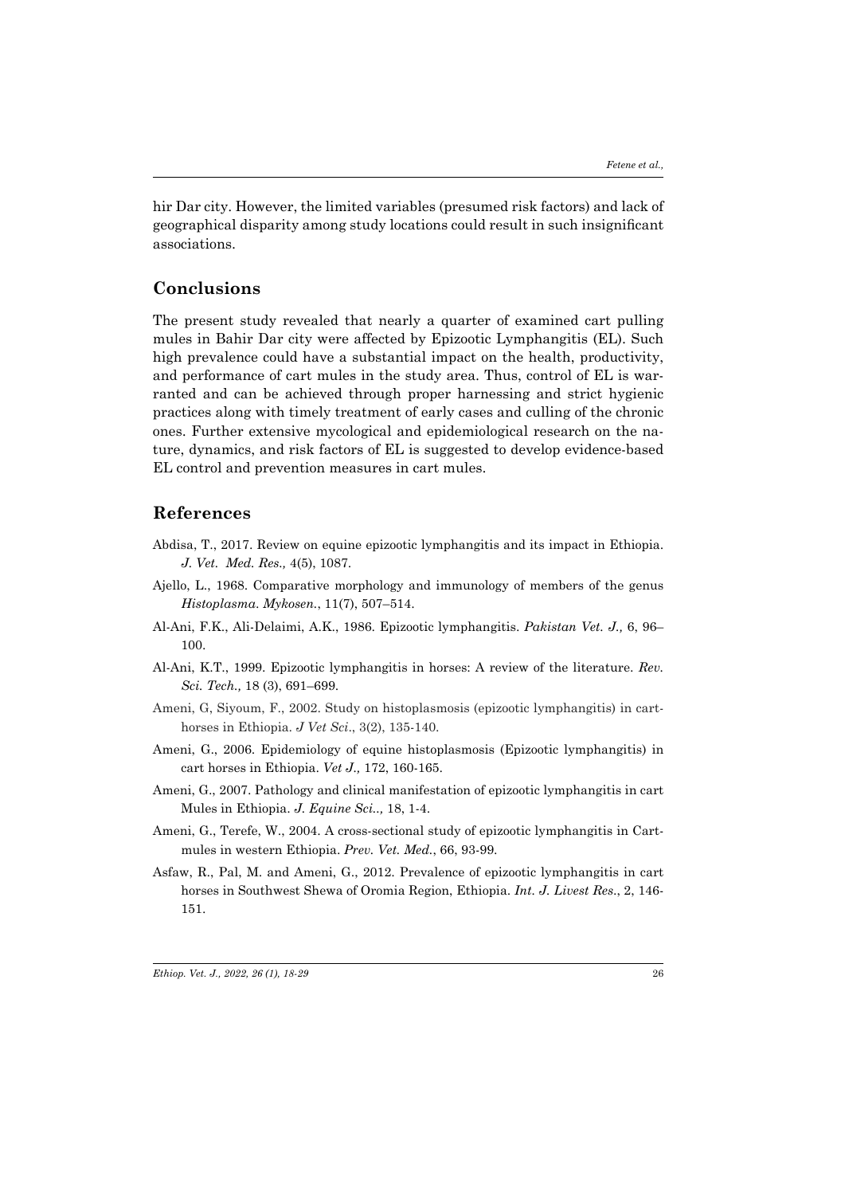hir Dar city. However, the limited variables (presumed risk factors) and lack of geographical disparity among study locations could result in such insignificant associations.

## Conclusions

The present study revealed that nearly a quarter of examined cart pulling mules in Bahir Dar city were affected by Epizootic Lymphangitis (EL). Such high prevalence could have a substantial impact on the health, productivity, and performance of cart mules in the study area. Thus, control of EL is warranted and can be achieved through proper harnessing and strict hygienic practices along with timely treatment of early cases and culling of the chronic ones. Further extensive mycological and epidemiological research on the nature, dynamics, and risk factors of EL is suggested to develop evidence-based EL control and prevention measures in cart mules.

## References

Abdisa, T., 2017. Review on equine epizootic lymphangitis and its impact in Ethiopia. *J. Vet. Med. Res.,* 4(5), 1087.

Ajello, L., 1968. Comparative morphology and immunology of members of the genus *Histoplasma*. *Mykosen.*, 11(7), 507–514.

Al-Ani, F.K., Ali-Delaimi, A.K., 1986. Epizootic lymphangitis. *Pakistan Vet. J.,* 6, 96–100.

Al-Ani, K.T., 1999. Epizootic lymphangitis in horses: A review of the literature. *Rev. Sci. Tech.,* 18 (3), 691–699.

Ameni, G, Siyoum, F., 2002. Study on histoplasmosis (epizootic lymphangitis) in cart-horses in Ethiopia. *J Vet Sci*., 3(2), 135-140.

Ameni, G., 2006. Epidemiology of equine histoplasmosis (Epizootic lymphangitis) in cart horses in Ethiopia. *Vet J.,* 172, 160-165.

Ameni, G., 2007. Pathology and clinical manifestation of epizootic lymphangitis in cart Mules in Ethiopia. *J. Equine Sci..,* 18, 1-4.

Ameni, G., Terefe, W., 2004. A cross-sectional study of epizootic lymphangitis in Cart-mules in western Ethiopia. *Prev. Vet. Med.*, 66, 93-99.

Asfaw, R., Pal, M. and Ameni, G., 2012. Prevalence of epizootic lymphangitis in cart horses in Southwest Shewa of Oromia Region, Ethiopia. *Int. J. Livest Res*., 2, 146-151.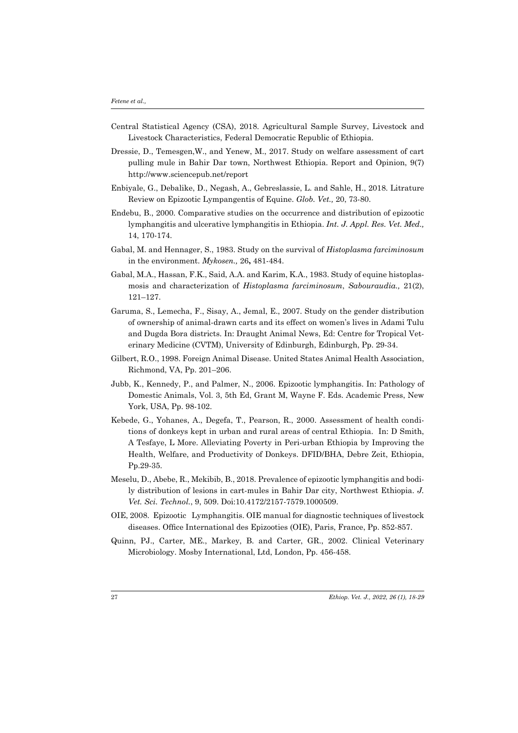Central Statistical Agency (CSA), 2018. Agricultural Sample Survey, Livestock and Livestock Characteristics, Federal Democratic Republic of Ethiopia.

Dressie, D., Temesgen,W., and Yenew, M., 2017. Study on welfare assessment of cart pulling mule in Bahir Dar town, Northwest Ethiopia. Report and Opinion, 9(7) http://www.sciencepub.net/report

Enbiyale, G., Debalike, D., Negash, A., Gebreslassie, L. and Sahle, H., 2018. Litrature Review on Epizootic Lympangentis of Equine. *Glob. Vet.,* 20, 73-80.

Endebu, B., 2000. Comparative studies on the occurrence and distribution of epizootic lymphangitis and ulcerative lymphangitis in Ethiopia. *Int. J. Appl. Res. Vet. Med.,* 14, 170-174.

Gabal, M. and Hennager, S., 1983. Study on the survival of *Histoplasma farciminosum* in the environment. *Mykosen.,* 26**,** 481-484.

Gabal, M.A., Hassan, F.K., Said, A.A. and Karim, K.A., 1983. Study of equine histoplasmosis and characterization of *Histoplasma farciminosum*, *Sabouraudia.,* 21(2), 121–127.

Garuma, S., Lemecha, F., Sisay, A., Jemal, E., 2007. Study on the gender distribution of ownership of animal-drawn carts and its effect on women's lives in Adami Tulu and Dugda Bora districts. In: Draught Animal News, Ed: Centre for Tropical Veterinary Medicine (CVTM), University of Edinburgh, Edinburgh, Pp. 29-34.

Gilbert, R.O., 1998. Foreign Animal Disease. United States Animal Health Association, Richmond, VA, Pp. 201–206.

Jubb, K., Kennedy, P., and Palmer, N., 2006. Epizootic lymphangitis. In: Pathology of Domestic Animals, Vol. 3, 5th Ed, Grant M, Wayne F. Eds. Academic Press, New York, USA, Pp. 98-102.

Kebede, G., Yohanes, A., Degefa, T., Pearson, R., 2000. Assessment of health conditions of donkeys kept in urban and rural areas of central Ethiopia. In: D Smith, A Tesfaye, L More. Alleviating Poverty in Peri-urban Ethiopia by Improving the Health, Welfare, and Productivity of Donkeys. DFID/BHA, Debre Zeit, Ethiopia, Pp.29-35.

Meselu, D., Abebe, R., Mekibib, B., 2018. Prevalence of epizootic lymphangitis and bodily distribution of lesions in cart-mules in Bahir Dar city, Northwest Ethiopia. *J. Vet. Sci. Technol.*, 9, 509. Doi:10.4172/2157-7579.1000509.

OIE, 2008. Epizootic Lymphangitis. OIE manual for diagnostic techniques of livestock diseases. Office International des Epizooties (OIE), Paris, France, Pp. 852-857.

Quinn, PJ., Carter, ME., Markey, B. and Carter, GR., 2002. Clinical Veterinary Microbiology. Mosby International, Ltd, London, Pp. 456-458.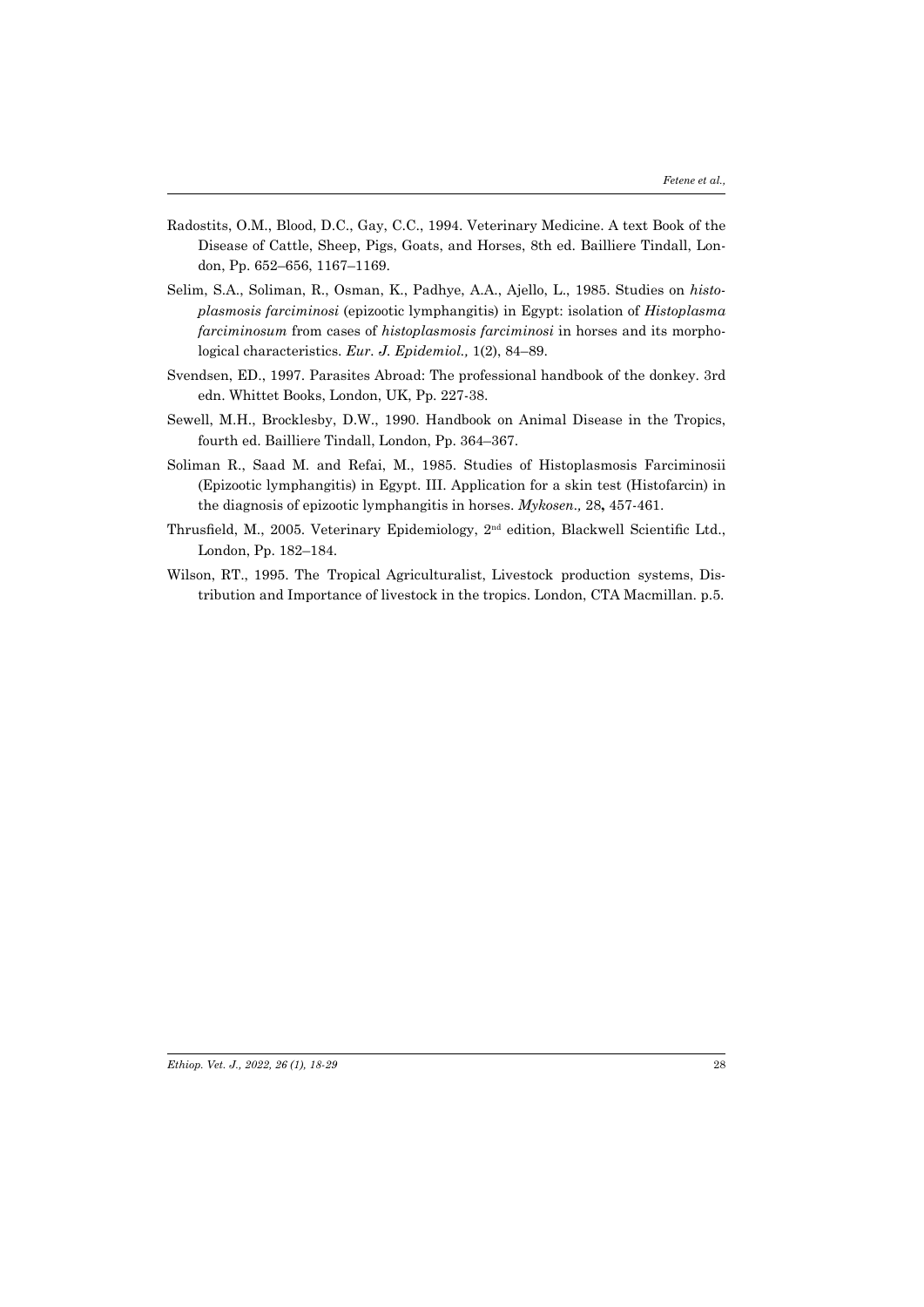Radostits, O.M., Blood, D.C., Gay, C.C., 1994. Veterinary Medicine. A text Book of the Disease of Cattle, Sheep, Pigs, Goats, and Horses, 8th ed. Bailliere Tindall, London, Pp. 652–656, 1167–1169.

Selim, S.A., Soliman, R., Osman, K., Padhye, A.A., Ajello, L., 1985. Studies on *histoplasmosis farciminosi* (epizootic lymphangitis) in Egypt: isolation of *Histoplasma farciminosum* from cases of *histoplasmosis farciminosi* in horses and its morphological characteristics. *Eur. J. Epidemiol.,* 1(2), 84–89.

Svendsen, ED., 1997. Parasites Abroad: The professional handbook of the donkey. 3rd edn. Whittet Books, London, UK, Pp. 227-38.

Sewell, M.H., Brocklesby, D.W., 1990. Handbook on Animal Disease in the Tropics, fourth ed. Bailliere Tindall, London, Pp. 364–367.

Soliman R., Saad M. and Refai, M., 1985. Studies of Histoplasmosis Farciminosii (Epizootic lymphangitis) in Egypt. III. Application for a skin test (Histofarcin) in the diagnosis of epizootic lymphangitis in horses. *Mykosen.,* 28**,** 457-461.

Thrusfield, M., 2005. Veterinary Epidemiology, 2nd edition, Blackwell Scientific Ltd., London, Pp. 182–184.

Wilson, RT., 1995. The Tropical Agriculturalist, Livestock production systems, Distribution and Importance of livestock in the tropics. London, CTA Macmillan. p.5.